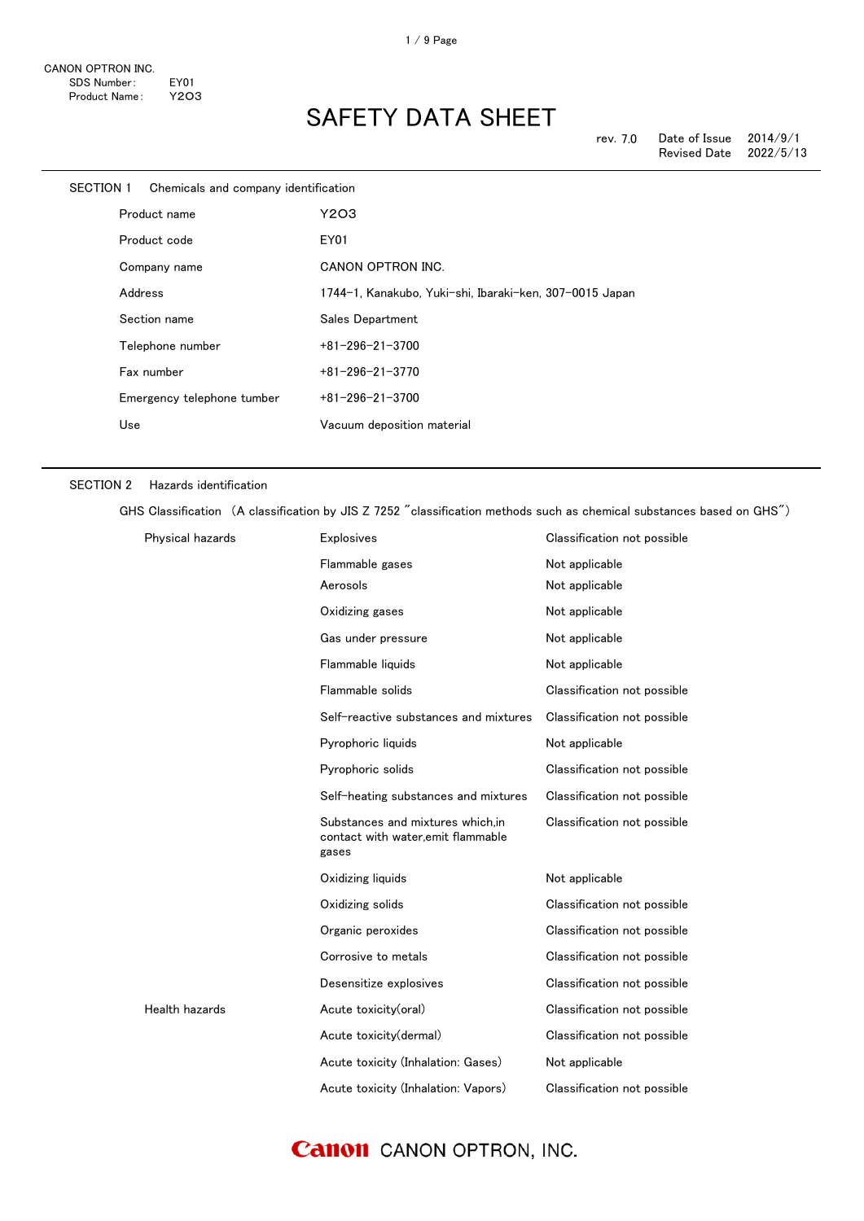CANON OPTRON INC.
SDS Number: EY01
Product Name: $Y_2O_3$

# SAFETY DATA SHEET

rev. 7.0 Date of Issue 2014/9/1
Revised Date 2022/5/13

## SECTION 1 Chemicals and company identification

| | |
|---|---|
| Product name | $Y_2O_3$ |
| Product code | EY01 |
| Company name | CANON OPTRON INC. |
| Address | 1744-1, Kanakubo, Yuki-shi, Ibaraki-ken, 307-0015 Japan |
| Section name | Sales Department |
| Telephone number | +81-296-21-3700 |
| Fax number | +81-296-21-3770 |
| Emergency telephone tumber | +81-296-21-3700 |
| Use | Vacuum deposition material |

## SECTION 2 Hazards identification

GHS Classification (A classification by JIS Z 7252 "classification methods such as chemical substances based on GHS")

| | | |
|---|---|---|
| Physical hazards | Explosives | Classification not possible |
| | Flammable gases | Not applicable |
| | Aerosols | Not applicable |
| | Oxidizing gases | Not applicable |
| | Gas under pressure | Not applicable |
| | Flammable liquids | Not applicable |
| | Flammable solids | Classification not possible |
| | Self-reactive substances and mixtures | Classification not possible |
| | Pyrophoric liquids | Not applicable |
| | Pyrophoric solids | Classification not possible |
| | Self-heating substances and mixtures | Classification not possible |
| | Substances and mixtures which,in contact with water,emit flammable gases | Classification not possible |
| | Oxidizing liquids | Not applicable |
| | Oxidizing solids | Classification not possible |
| | Organic peroxides | Classification not possible |
| | Corrosive to metals | Classification not possible |
| | Desensitize explosives | Classification not possible |
| Health hazards | Acute toxicity(oral) | Classification not possible |
| | Acute toxicity(dermal) | Classification not possible |
| | Acute toxicity (Inhalation: Gases) | Not applicable |
| | Acute toxicity (Inhalation: Vapors) | Classification not possible |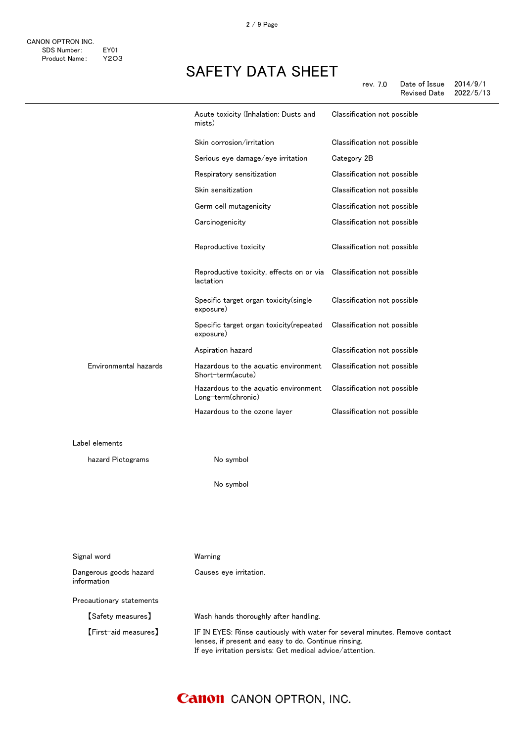| | | |
|---|---|---|
| | Acute toxicity (Inhalation: Dusts and mists) | Classification not possible |
| | Skin corrosion/irritation | Classification not possible |
| | Serious eye damage/eye irritation | Category 2B |
| | Respiratory sensitization | Classification not possible |
| | Skin sensitization | Classification not possible |
| | Germ cell mutagenicity | Classification not possible |
| | Carcinogenicity | Classification not possible |
| | Reproductive toxicity | Classification not possible |
| | Reproductive toxicity, effects on or via lactation | Classification not possible |
| | Specific target organ toxicity(single exposure) | Classification not possible |
| | Specific target organ toxicity(repeated exposure) | Classification not possible |
| | Aspiration hazard | Classification not possible |
| Environmental hazards | Hazardous to the aquatic environment Short-term(acute) | Classification not possible |
| | Hazardous to the aquatic environment Long-term(chronic) | Classification not possible |
| | Hazardous to the ozone layer | Classification not possible |

Label elements

hazard Pictograms

No symbol

No symbol

Signal word: Warning

Dangerous goods hazard information: Causes eye irritation.

Precautionary statements

【Safety measures】 Wash hands thoroughly after handling.

【First-aid measures】 IF IN EYES: Rinse cautiously with water for several minutes. Remove contact lenses, if present and easy to do. Continue rinsing.
If eye irritation persists: Get medical advice/attention.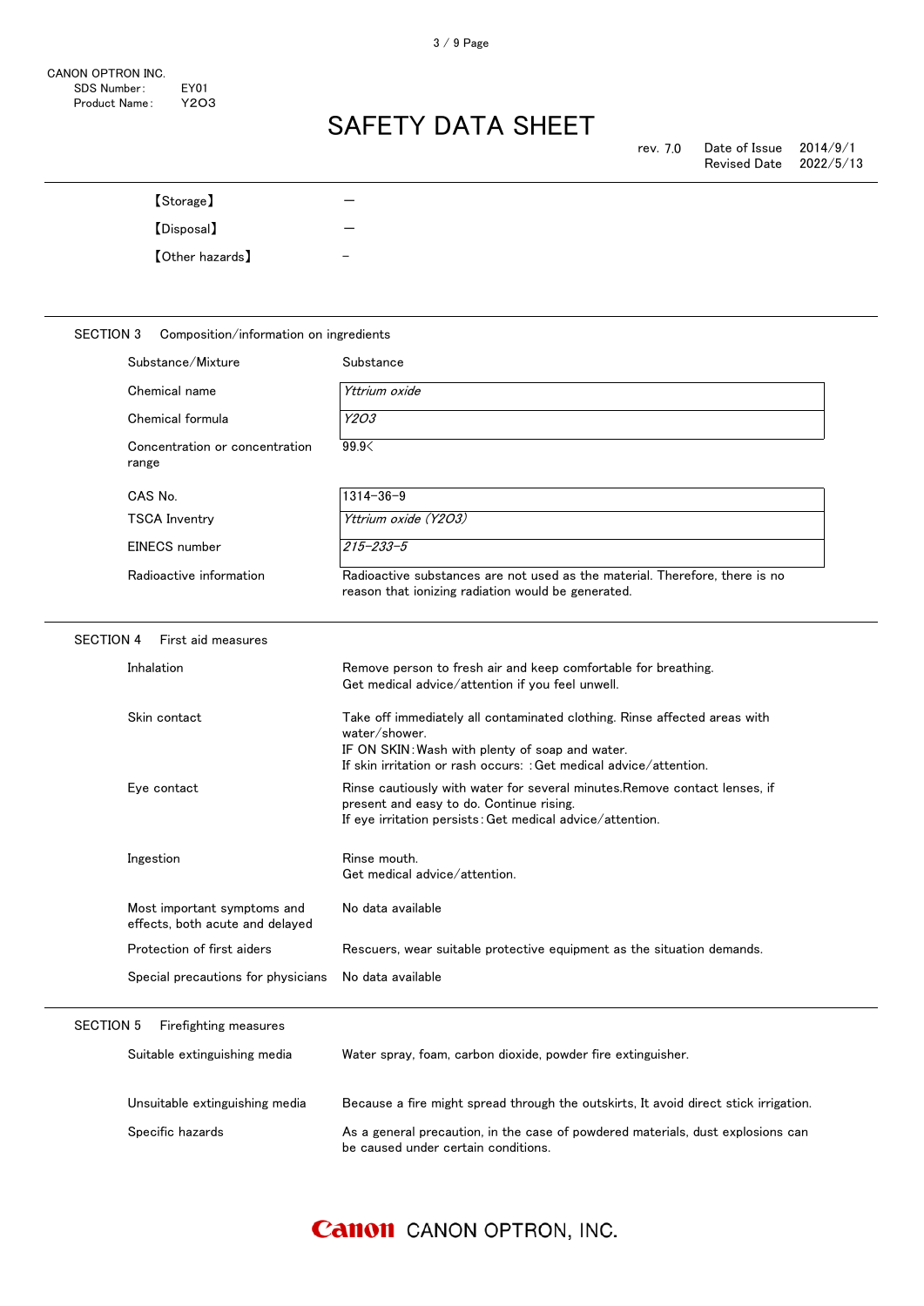【Storage】 —

【Disposal】 —

【Other hazards】 –

## SECTION 3 Composition/information on ingredients

| | |
|---|---|
| Substance/Mixture | Substance |
| Chemical name | *Yttrium oxide* |
| Chemical formula | *Y2O3* |
| Concentration or concentration range | 99.9< |
| CAS No. | 1314-36-9 |
| TSCA Inventry | *Yttrium oxide (Y2O3)* |
| EINECS number | *215-233-5* |
| Radioactive information | Radioactive substances are not used as the material. Therefore, there is no reason that ionizing radiation would be generated. |

## SECTION 4 First aid measures

| | |
|---|---|
| Inhalation | Remove person to fresh air and keep comfortable for breathing.<br>Get medical advice/attention if you feel unwell. |
| Skin contact | Take off immediately all contaminated clothing. Rinse affected areas with water/shower.<br>IF ON SKIN：Wash with plenty of soap and water.<br>If skin irritation or rash occurs: ：Get medical advice/attention. |
| Eye contact | Rinse cautiously with water for several minutes.Remove contact lenses, if present and easy to do. Continue rising.<br>If eye irritation persists：Get medical advice/attention. |
| Ingestion | Rinse mouth.<br>Get medical advice/attention. |
| Most important symptoms and effects, both acute and delayed | No data available |
| Protection of first aiders | Rescuers, wear suitable protective equipment as the situation demands. |
| Special precautions for physicians | No data available |

## SECTION 5 Firefighting measures

| | |
|---|---|
| Suitable extinguishing media | Water spray, foam, carbon dioxide, powder fire extinguisher. |
| Unsuitable extinguishing media | Because a fire might spread through the outskirts, It avoid direct stick irrigation. |
| Specific hazards | As a general precaution, in the case of powdered materials, dust explosions can be caused under certain conditions. |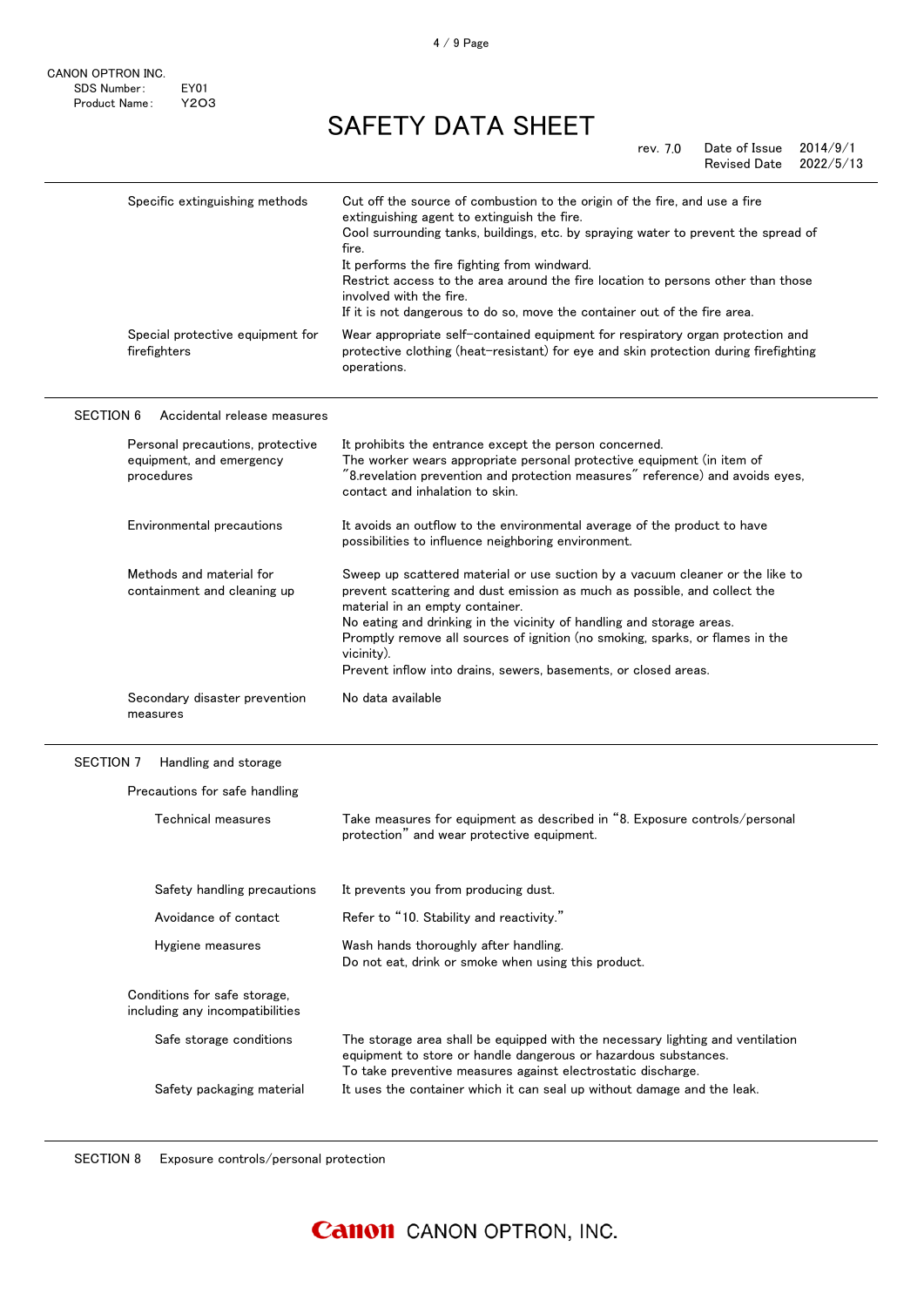| | |
|---|---|
| Specific extinguishing methods | Cut off the source of combustion to the origin of the fire, and use a fire extinguishing agent to extinguish the fire.<br>Cool surrounding tanks, buildings, etc. by spraying water to prevent the spread of fire.<br>It performs the fire fighting from windward.<br>Restrict access to the area around the fire location to persons other than those involved with the fire.<br>If it is not dangerous to do so, move the container out of the fire area. |
| Special protective equipment for firefighters | Wear appropriate self-contained equipment for respiratory organ protection and protective clothing (heat-resistant) for eye and skin protection during firefighting operations. |

## SECTION 6 Accidental release measures

| | |
|---|---|
| Personal precautions, protective equipment, and emergency procedures | It prohibits the entrance except the person concerned.<br>The worker wears appropriate personal protective equipment (in item of "8.revelation prevention and protection measures" reference) and avoids eyes, contact and inhalation to skin. |
| Environmental precautions | It avoids an outflow to the environmental average of the product to have possibilities to influence neighboring environment. |
| Methods and material for containment and cleaning up | Sweep up scattered material or use suction by a vacuum cleaner or the like to prevent scattering and dust emission as much as possible, and collect the material in an empty container.<br>No eating and drinking in the vicinity of handling and storage areas.<br>Promptly remove all sources of ignition (no smoking, sparks, or flames in the vicinity).<br>Prevent inflow into drains, sewers, basements, or closed areas. |
| Secondary disaster prevention measures | No data available |

## SECTION 7 Handling and storage

**Precautions for safe handling**

| | |
|---|---|
| Technical measures | Take measures for equipment as described in "8. Exposure controls/personal protection" and wear protective equipment. |
| Safety handling precautions | It prevents you from producing dust. |
| Avoidance of contact | Refer to "10. Stability and reactivity." |
| Hygiene measures | Wash hands thoroughly after handling.<br>Do not eat, drink or smoke when using this product. |

**Conditions for safe storage, including any incompatibilities**

| | |
|---|---|
| Safe storage conditions | The storage area shall be equipped with the necessary lighting and ventilation equipment to store or handle dangerous or hazardous substances.<br>To take preventive measures against electrostatic discharge. |
| Safety packaging material | It uses the container which it can seal up without damage and the leak. |

## SECTION 8 Exposure controls/personal protection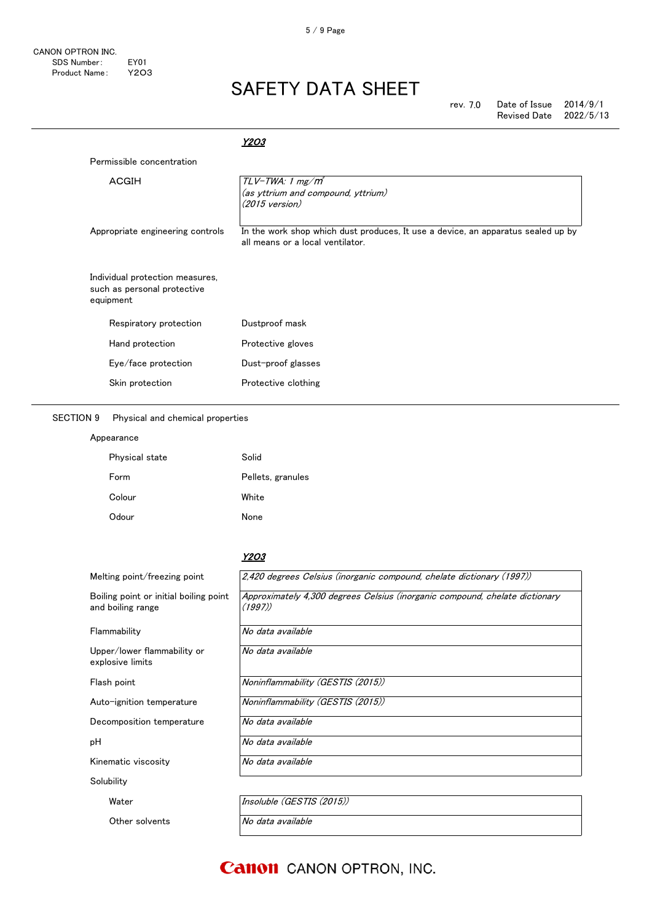***Y2O3***

Permissible concentration

| | |
|---|---|
| ACGIH | *TLV-TWA: 1 mg/m³*<br>*(as yttrium and compound, yttrium)*<br>*(2015 version)* |
| Appropriate engineering controls | In the work shop which dust produces, It use a device, an apparatus sealed up by all means or a local ventilator. |

Individual protection measures, such as personal protective equipment

| | |
|---|---|
| Respiratory protection | Dustproof mask |
| Hand protection | Protective gloves |
| Eye/face protection | Dust-proof glasses |
| Skin protection | Protective clothing |

## SECTION 9 Physical and chemical properties

Appearance

| | |
|---|---|
| Physical state | Solid |
| Form | Pellets, granules |
| Colour | White |
| Odour | None |

***Y2O3***

| | |
|---|---|
| Melting point/freezing point | *2,420 degrees Celsius (inorganic compound, chelate dictionary (1997))* |
| Boiling point or initial boiling point and boiling range | *Approximately 4,300 degrees Celsius (inorganic compound, chelate dictionary (1997))* |
| Flammability | *No data available* |
| Upper/lower flammability or explosive limits | *No data available* |
| Flash point | *Noninflammability (GESTIS (2015))* |
| Auto-ignition temperature | *Noninflammability (GESTIS (2015))* |
| Decomposition temperature | *No data available* |
| pH | *No data available* |
| Kinematic viscosity | *No data available* |

Solubility

| | |
|---|---|
| Water | *Insoluble (GESTIS (2015))* |
| Other solvents | *No data available* |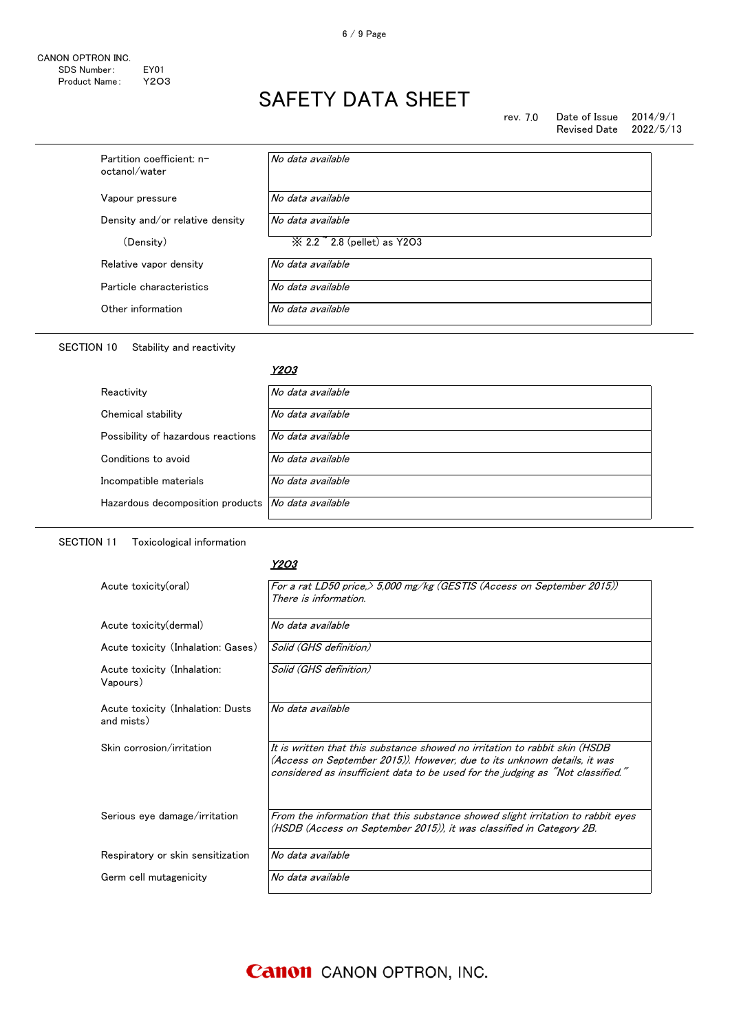CANON OPTRON INC.
SDS Number: EY01
Product Name: $Y_2O_3$

# SAFETY DATA SHEET

rev. 7.0 Date of Issue 2014/9/1
Revised Date 2022/5/13

| | |
|---|---|
| Partition coefficient: n-octanol/water | *No data available* |
| Vapour pressure | *No data available* |
| Density and/or relative density | *No data available* |
| (Density) | ※ 2.2 ~ 2.8 (pellet) as $Y_2O_3$ |
| Relative vapor density | *No data available* |
| Particle characteristics | *No data available* |
| Other information | *No data available* |

## SECTION 10 Stability and reactivity

| | ***$Y_2O_3$*** |
|---|---|
| Reactivity | *No data available* |
| Chemical stability | *No data available* |
| Possibility of hazardous reactions | *No data available* |
| Conditions to avoid | *No data available* |
| Incompatible materials | *No data available* |
| Hazardous decomposition products | *No data available* |

## SECTION 11 Toxicological information

| | ***$Y_2O_3$*** |
|---|---|
| Acute toxicity(oral) | *For a rat LD50 price,> 5,000 mg/kg (GESTIS (Access on September 2015)) There is information.* |
| Acute toxicity(dermal) | *No data available* |
| Acute toxicity (Inhalation: Gases) | *Solid (GHS definition)* |
| Acute toxicity (Inhalation: Vapours) | *Solid (GHS definition)* |
| Acute toxicity (Inhalation: Dusts and mists) | *No data available* |
| Skin corrosion/irritation | *It is written that this substance showed no irritation to rabbit skin (HSDB (Access on September 2015)). However, due to its unknown details, it was considered as insufficient data to be used for the judging as "Not classified."* |
| Serious eye damage/irritation | *From the information that this substance showed slight irritation to rabbit eyes (HSDB (Access on September 2015)), it was classified in Category 2B.* |
| Respiratory or skin sensitization | *No data available* |
| Germ cell mutagenicity | *No data available* |

Canon CANON OPTRON, INC.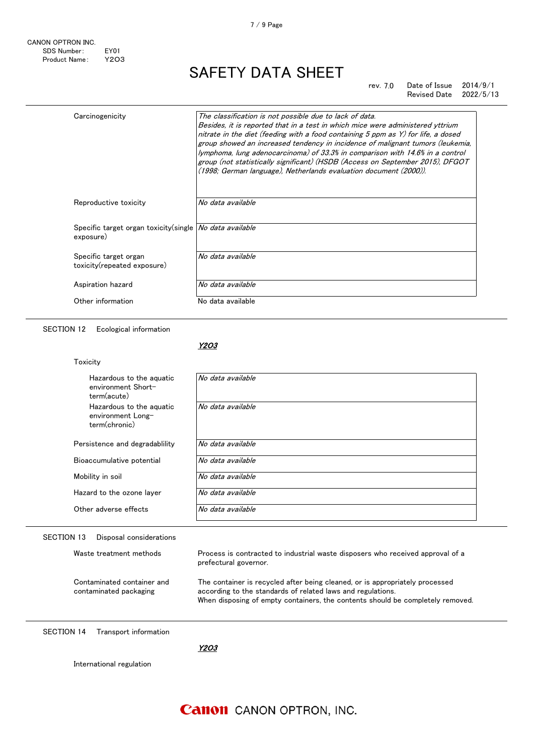| | |
|---|---|
| Carcinogenicity | *The classification is not possible due to lack of data. Besides, it is reported that in a test in which mice were administered yttrium nitrate in the diet (feeding with a food containing 5 ppm as Y) for life, a dosed group showed an increased tendency in incidence of malignant tumors (leukemia, lymphoma, lung adenocarcinoma) of 33.3% in comparison with 14.6% in a control group (not statistically significant) (HSDB (Access on September 2015), DFGOT (1998; German language), Netherlands evaluation document (2000)).* |
| Reproductive toxicity | *No data available* |
| Specific target organ toxicity(single exposure) | *No data available* |
| Specific target organ toxicity(repeated exposure) | *No data available* |
| Aspiration hazard | *No data available* |
| Other information | No data available |

## SECTION 12 Ecological information

***$Y_2O_3$***

Toxicity

| | |
|---|---|
| Hazardous to the aquatic environment Short-term(acute) | *No data available* |
| Hazardous to the aquatic environment Long-term(chronic) | *No data available* |
| Persistence and degradablility | *No data available* |
| Bioaccumulative potential | *No data available* |
| Mobility in soil | *No data available* |
| Hazard to the ozone layer | *No data available* |
| Other adverse effects | *No data available* |

## SECTION 13 Disposal considerations

| | |
|---|---|
| Waste treatment methods | Process is contracted to industrial waste disposers who received approval of a prefectural governor. |
| Contaminated container and contaminated packaging | The container is recycled after being cleaned, or is appropriately processed according to the standards of related laws and regulations. When disposing of empty containers, the contents should be completely removed. |

## SECTION 14 Transport information

***$Y_2O_3$***

International regulation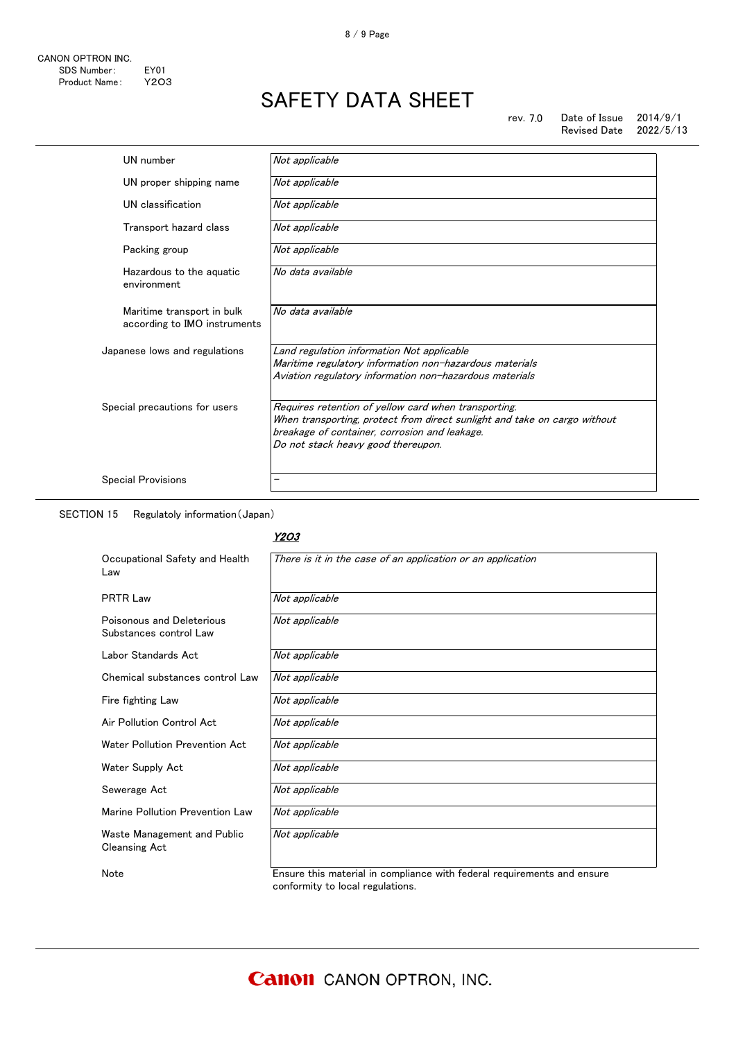| | |
|---|---|
| UN number | *Not applicable* |
| UN proper shipping name | *Not applicable* |
| UN classification | *Not applicable* |
| Transport hazard class | *Not applicable* |
| Packing group | *Not applicable* |
| Hazardous to the aquatic environment | *No data available* |
| Maritime transport in bulk according to IMO instruments | *No data available* |
| Japanese lows and regulations | *Land regulation information Not applicable*<br>*Maritime regulatory information non-hazardous materials*<br>*Aviation regulatory information non-hazardous materials* |
| Special precautions for users | *Requires retention of yellow card when transporting.*<br>*When transporting, protect from direct sunlight and take on cargo without breakage of container, corrosion and leakage.*<br>*Do not stack heavy good thereupon.* |
| Special Provisions | – |

SECTION 15　Regulatoly information（Japan）

| | ***Y2O3*** |
|---|---|
| Occupational Safety and Health Law | *There is it in the case of an application or an application* |
| PRTR Law | *Not applicable* |
| Poisonous and Deleterious Substances control Law | *Not applicable* |
| Labor Standards Act | *Not applicable* |
| Chemical substances control Law | *Not applicable* |
| Fire fighting Law | *Not applicable* |
| Air Pollution Control Act | *Not applicable* |
| Water Pollution Prevention Act | *Not applicable* |
| Water Supply Act | *Not applicable* |
| Sewerage Act | *Not applicable* |
| Marine Pollution Prevention Law | *Not applicable* |
| Waste Management and Public Cleansing Act | *Not applicable* |
| Note | Ensure this material in compliance with federal requirements and ensure conformity to local regulations. |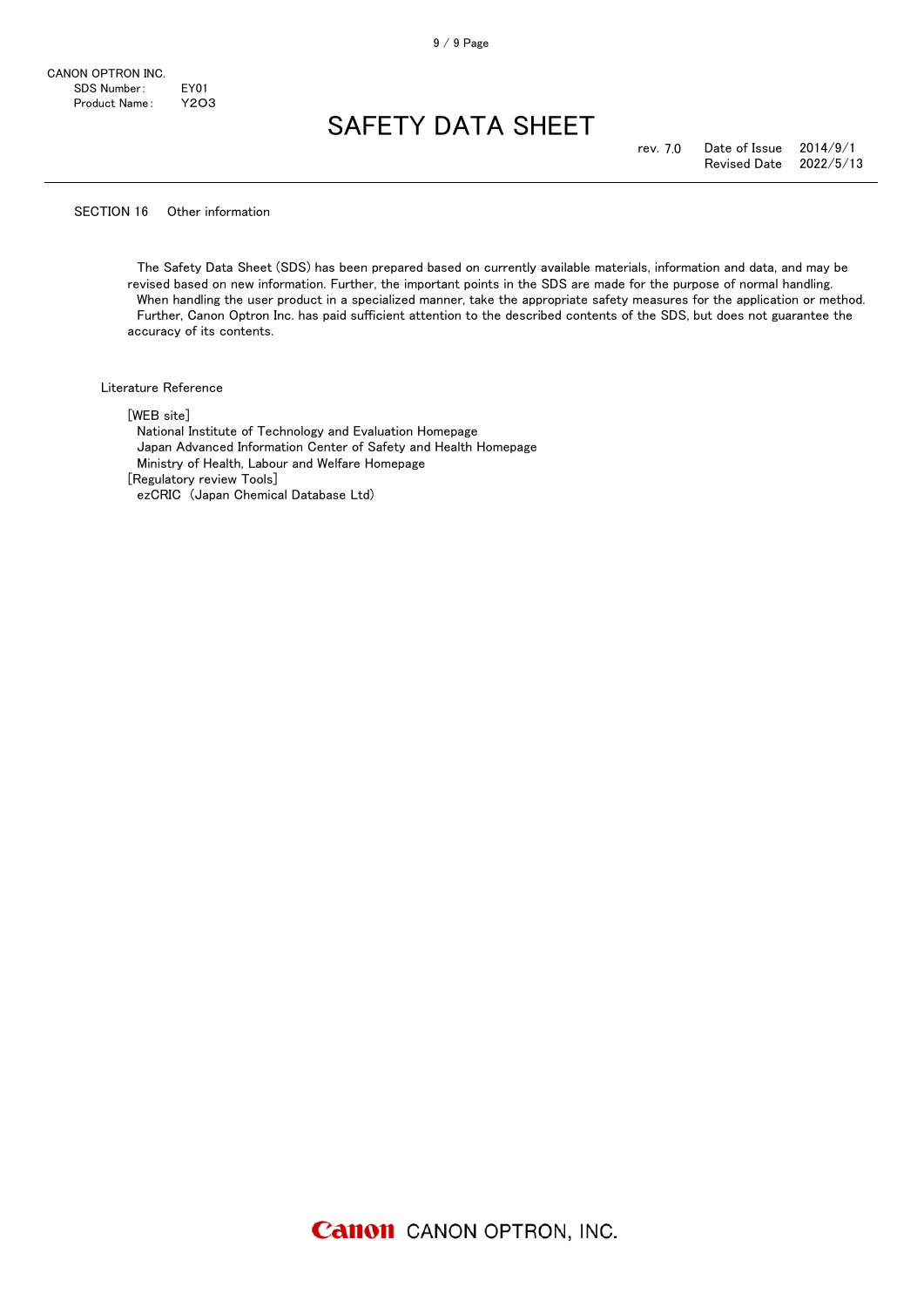CANON OPTRON INC.
SDS Number: EY01
Product Name: $Y_2O_3$

# SAFETY DATA SHEET

rev. 7.0 Date of Issue 2014/9/1
Revised Date 2022/5/13

## SECTION 16 Other information

The Safety Data Sheet (SDS) has been prepared based on currently available materials, information and data, and may be revised based on new information. Further, the important points in the SDS are made for the purpose of normal handling.
When handling the user product in a specialized manner, take the appropriate safety measures for the application or method.
Further, Canon Optron Inc. has paid sufficient attention to the described contents of the SDS, but does not guarantee the accuracy of its contents.

### Literature Reference

[WEB site]
National Institute of Technology and Evaluation Homepage
Japan Advanced Information Center of Safety and Health Homepage
Ministry of Health, Labour and Welfare Homepage
[Regulatory review Tools]
ezCRIC（Japan Chemical Database Ltd）

Canon CANON OPTRON, INC.